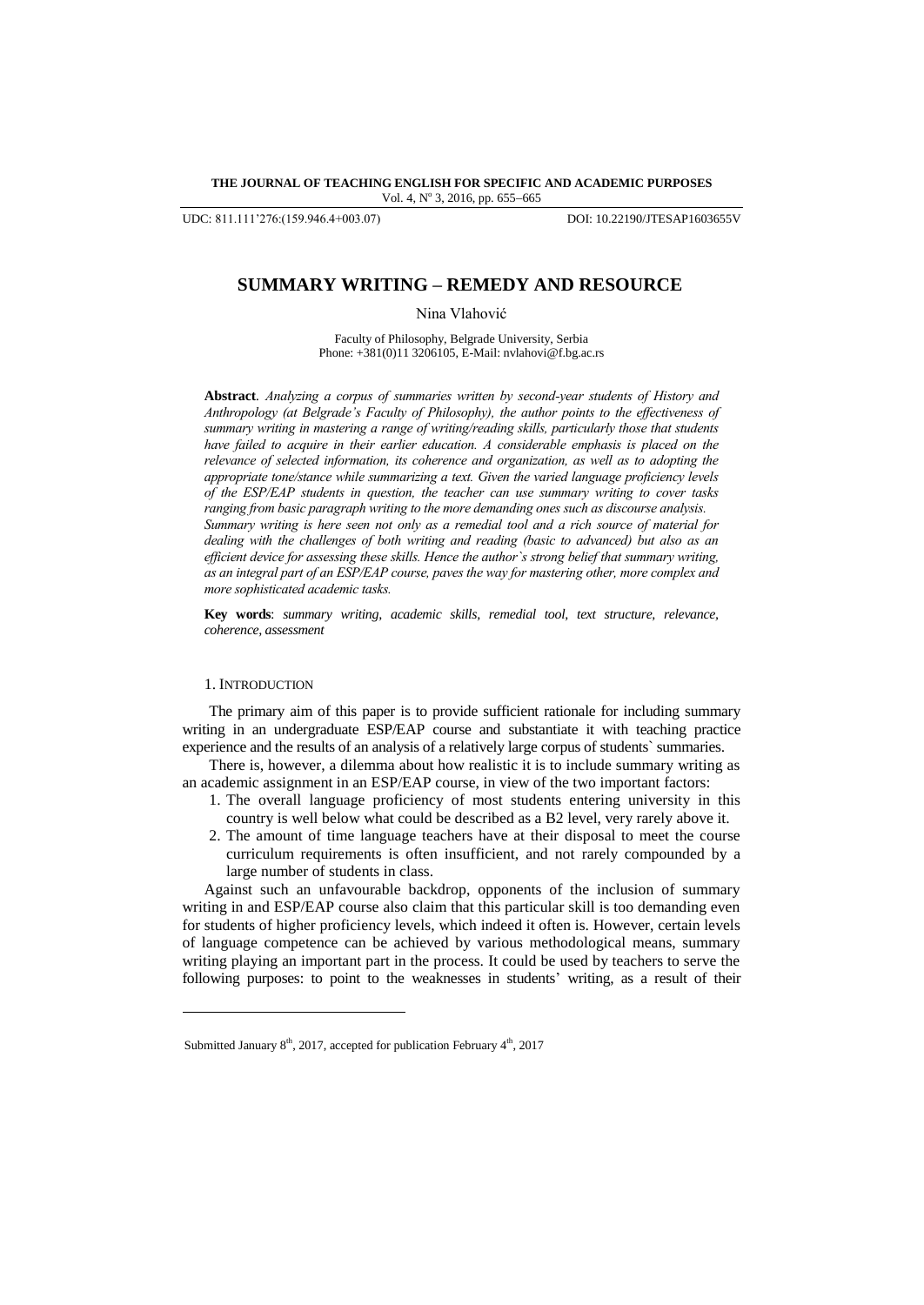UDC: 811.111'276:(159.946.4+003.07) DOI: 10.22190/JTESAP1603655V

# SUMMARY WRITING – REMEDY AND RESOURCE

Nina Vlahović

Faculty of Philosophy, Belgrade University, Serbia
Phone: +381(0)11 3206105, E-Mail: nvlahovi@f.bg.ac.rs

**Abstract**. *Analyzing a corpus of summaries written by second-year students of History and Anthropology (at Belgrade's Faculty of Philosophy), the author points to the effectiveness of summary writing in mastering a range of writing/reading skills, particularly those that students have failed to acquire in their earlier education. A considerable emphasis is placed on the relevance of selected information, its coherence and organization, as well as to adopting the appropriate tone/stance while summarizing a text. Given the varied language proficiency levels of the ESP/EAP students in question, the teacher can use summary writing to cover tasks ranging from basic paragraph writing to the more demanding ones such as discourse analysis. Summary writing is here seen not only as a remedial tool and a rich source of material for dealing with the challenges of both writing and reading (basic to advanced) but also as an efficient device for assessing these skills. Hence the author`s strong belief that summary writing, as an integral part of an ESP/EAP course, paves the way for mastering other, more complex and more sophisticated academic tasks.*

**Key words**: *summary writing, academic skills, remedial tool, text structure, relevance, coherence, assessment*

## 1. Introduction

The primary aim of this paper is to provide sufficient rationale for including summary writing in an undergraduate ESP/EAP course and substantiate it with teaching practice experience and the results of an analysis of a relatively large corpus of students` summaries.

There is, however, a dilemma about how realistic it is to include summary writing as an academic assignment in an ESP/EAP course, in view of the two important factors:

1. The overall language proficiency of most students entering university in this country is well below what could be described as a B2 level, very rarely above it.
2. The amount of time language teachers have at their disposal to meet the course curriculum requirements is often insufficient, and not rarely compounded by a large number of students in class.

Against such an unfavourable backdrop, opponents of the inclusion of summary writing in and ESP/EAP course also claim that this particular skill is too demanding even for students of higher proficiency levels, which indeed it often is. However, certain levels of language competence can be achieved by various methodological means, summary writing playing an important part in the process. It could be used by teachers to serve the following purposes: to point to the weaknesses in students' writing, as a result of their

Submitted January 8th, 2017, accepted for publication February 4th, 2017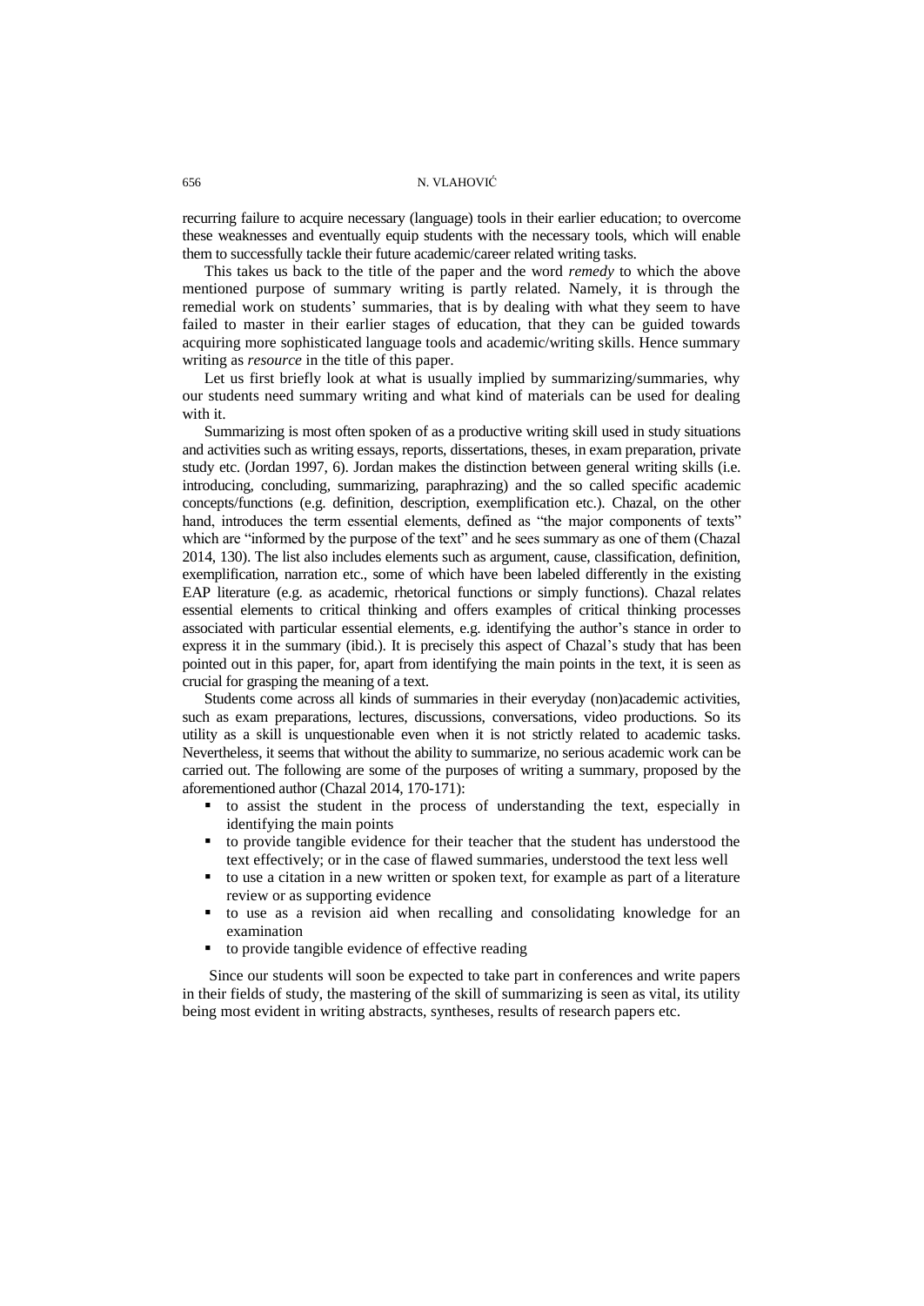recurring failure to acquire necessary (language) tools in their earlier education; to overcome these weaknesses and eventually equip students with the necessary tools, which will enable them to successfully tackle their future academic/career related writing tasks.

This takes us back to the title of the paper and the word *remedy* to which the above mentioned purpose of summary writing is partly related. Namely, it is through the remedial work on students' summaries, that is by dealing with what they seem to have failed to master in their earlier stages of education, that they can be guided towards acquiring more sophisticated language tools and academic/writing skills. Hence summary writing as *resource* in the title of this paper.

Let us first briefly look at what is usually implied by summarizing/summaries, why our students need summary writing and what kind of materials can be used for dealing with it.

Summarizing is most often spoken of as a productive writing skill used in study situations and activities such as writing essays, reports, dissertations, theses, in exam preparation, private study etc. (Jordan 1997, 6). Jordan makes the distinction between general writing skills (i.e. introducing, concluding, summarizing, paraphrazing) and the so called specific academic concepts/functions (e.g. definition, description, exemplification etc.). Chazal, on the other hand, introduces the term essential elements, defined as "the major components of texts" which are "informed by the purpose of the text" and he sees summary as one of them (Chazal 2014, 130). The list also includes elements such as argument, cause, classification, definition, exemplification, narration etc., some of which have been labeled differently in the existing EAP literature (e.g. as academic, rhetorical functions or simply functions). Chazal relates essential elements to critical thinking and offers examples of critical thinking processes associated with particular essential elements, e.g. identifying the author's stance in order to express it in the summary (ibid.). It is precisely this aspect of Chazal's study that has been pointed out in this paper, for, apart from identifying the main points in the text, it is seen as crucial for grasping the meaning of a text.

Students come across all kinds of summaries in their everyday (non)academic activities, such as exam preparations, lectures, discussions, conversations, video productions. So its utility as a skill is unquestionable even when it is not strictly related to academic tasks. Nevertheless, it seems that without the ability to summarize, no serious academic work can be carried out. The following are some of the purposes of writing a summary, proposed by the aforementioned author (Chazal 2014, 170-171):

- to assist the student in the process of understanding the text, especially in identifying the main points
- to provide tangible evidence for their teacher that the student has understood the text effectively; or in the case of flawed summaries, understood the text less well
- to use a citation in a new written or spoken text, for example as part of a literature review or as supporting evidence
- to use as a revision aid when recalling and consolidating knowledge for an examination
- to provide tangible evidence of effective reading

Since our students will soon be expected to take part in conferences and write papers in their fields of study, the mastering of the skill of summarizing is seen as vital, its utility being most evident in writing abstracts, syntheses, results of research papers etc.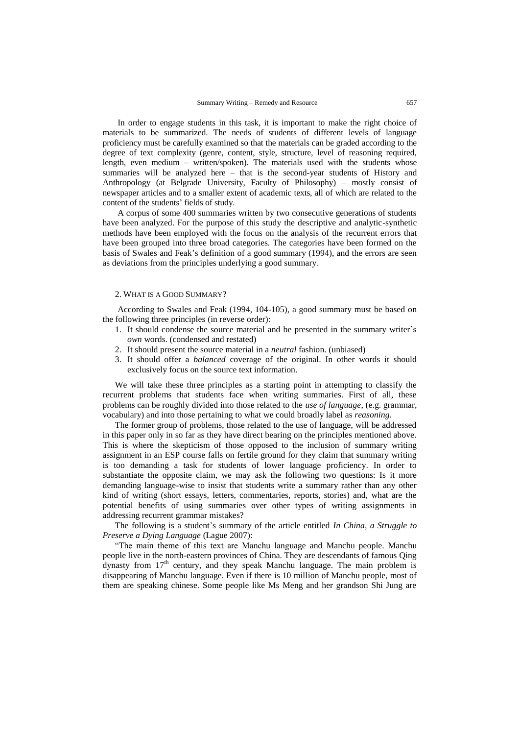In order to engage students in this task, it is important to make the right choice of materials to be summarized. The needs of students of different levels of language proficiency must be carefully examined so that the materials can be graded according to the degree of text complexity (genre, content, style, structure, level of reasoning required, length, even medium – written/spoken). The materials used with the students whose summaries will be analyzed here – that is the second-year students of History and Anthropology (at Belgrade University, Faculty of Philosophy) – mostly consist of newspaper articles and to a smaller extent of academic texts, all of which are related to the content of the students' fields of study.

A corpus of some 400 summaries written by two consecutive generations of students have been analyzed. For the purpose of this study the descriptive and analytic-synthetic methods have been employed with the focus on the analysis of the recurrent errors that have been grouped into three broad categories. The categories have been formed on the basis of Swales and Feak's definition of a good summary (1994), and the errors are seen as deviations from the principles underlying a good summary.

## 2. What is a Good Summary?

According to Swales and Feak (1994, 104-105), a good summary must be based on the following three principles (in reverse order):

1. It should condense the source material and be presented in the summary writer`s *own* words. (condensed and restated)
2. It should present the source material in a *neutral* fashion. (unbiased)
3. It should offer a *balanced* coverage of the original. In other words it should exclusively focus on the source text information.

We will take these three principles as a starting point in attempting to classify the recurrent problems that students face when writing summaries. First of all, these problems can be roughly divided into those related to the *use of language*, (e.g. grammar, vocabulary) and into those pertaining to what we could broadly label as *reasoning*.

The former group of problems, those related to the use of language, will be addressed in this paper only in so far as they have direct bearing on the principles mentioned above. This is where the skepticism of those opposed to the inclusion of summary writing assignment in an ESP course falls on fertile ground for they claim that summary writing is too demanding a task for students of lower language proficiency. In order to substantiate the opposite claim, we may ask the following two questions: Is it more demanding language-wise to insist that students write a summary rather than any other kind of writing (short essays, letters, commentaries, reports, stories) and, what are the potential benefits of using summaries over other types of writing assignments in addressing recurrent grammar mistakes?

The following is a student's summary of the article entitled *In China, a Struggle to Preserve a Dying Language* (Lague 2007):

"The main theme of this text are Manchu language and Manchu people. Manchu people live in the north-eastern provinces of China. They are descendants of famous Qing dynasty from 17$^{th}$ century, and they speak Manchu language. The main problem is disappearing of Manchu language. Even if there is 10 million of Manchu people, most of them are speaking chinese. Some people like Ms Meng and her grandson Shi Jung are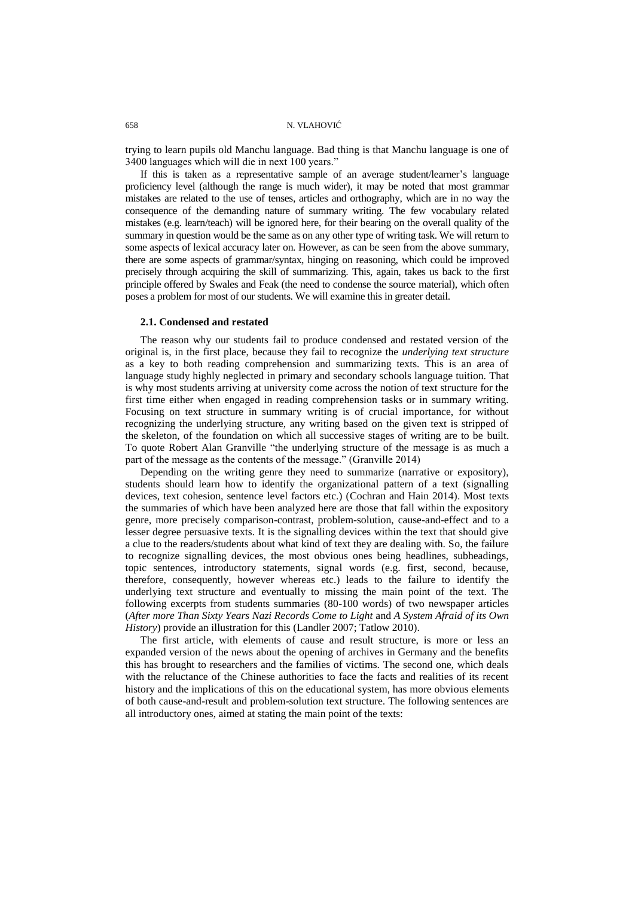trying to learn pupils old Manchu language. Bad thing is that Manchu language is one of 3400 languages which will die in next 100 years."

If this is taken as a representative sample of an average student/learner's language proficiency level (although the range is much wider), it may be noted that most grammar mistakes are related to the use of tenses, articles and orthography, which are in no way the consequence of the demanding nature of summary writing. The few vocabulary related mistakes (e.g. learn/teach) will be ignored here, for their bearing on the overall quality of the summary in question would be the same as on any other type of writing task. We will return to some aspects of lexical accuracy later on. However, as can be seen from the above summary, there are some aspects of grammar/syntax, hinging on reasoning, which could be improved precisely through acquiring the skill of summarizing. This, again, takes us back to the first principle offered by Swales and Feak (the need to condense the source material), which often poses a problem for most of our students. We will examine this in greater detail.

### 2.1. Condensed and restated

The reason why our students fail to produce condensed and restated version of the original is, in the first place, because they fail to recognize the *underlying text structure* as a key to both reading comprehension and summarizing texts. This is an area of language study highly neglected in primary and secondary schools language tuition. That is why most students arriving at university come across the notion of text structure for the first time either when engaged in reading comprehension tasks or in summary writing. Focusing on text structure in summary writing is of crucial importance, for without recognizing the underlying structure, any writing based on the given text is stripped of the skeleton, of the foundation on which all successive stages of writing are to be built. To quote Robert Alan Granville "the underlying structure of the message is as much a part of the message as the contents of the message." (Granville 2014)

Depending on the writing genre they need to summarize (narrative or expository), students should learn how to identify the organizational pattern of a text (signalling devices, text cohesion, sentence level factors etc.) (Cochran and Hain 2014). Most texts the summaries of which have been analyzed here are those that fall within the expository genre, more precisely comparison-contrast, problem-solution, cause-and-effect and to a lesser degree persuasive texts. It is the signalling devices within the text that should give a clue to the readers/students about what kind of text they are dealing with. So, the failure to recognize signalling devices, the most obvious ones being headlines, subheadings, topic sentences, introductory statements, signal words (e.g. first, second, because, therefore, consequently, however whereas etc.) leads to the failure to identify the underlying text structure and eventually to missing the main point of the text. The following excerpts from students summaries (80-100 words) of two newspaper articles (*After more Than Sixty Years Nazi Records Come to Light* and *A System Afraid of its Own History*) provide an illustration for this (Landler 2007; Tatlow 2010).

The first article, with elements of cause and result structure, is more or less an expanded version of the news about the opening of archives in Germany and the benefits this has brought to researchers and the families of victims. The second one, which deals with the reluctance of the Chinese authorities to face the facts and realities of its recent history and the implications of this on the educational system, has more obvious elements of both cause-and-result and problem-solution text structure. The following sentences are all introductory ones, aimed at stating the main point of the texts: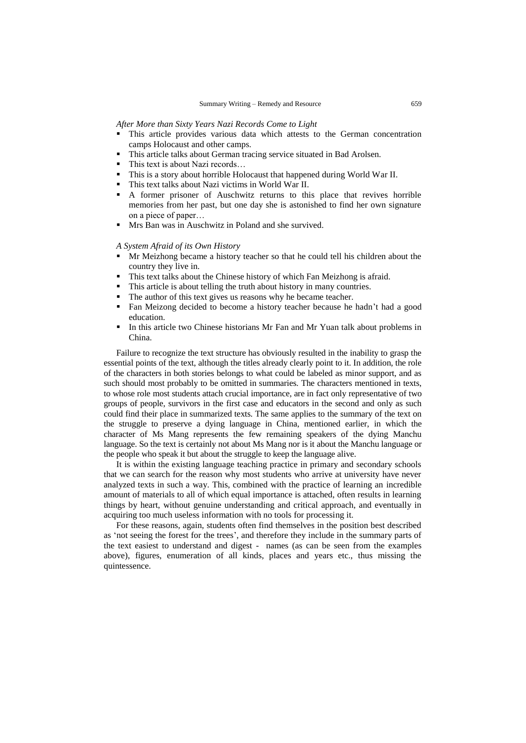*After More than Sixty Years Nazi Records Come to Light*

- This article provides various data which attests to the German concentration camps Holocaust and other camps.
- This article talks about German tracing service situated in Bad Arolsen.
- This text is about Nazi records…
- This is a story about horrible Holocaust that happened during World War II.
- This text talks about Nazi victims in World War II.
- A former prisoner of Auschwitz returns to this place that revives horrible memories from her past, but one day she is astonished to find her own signature on a piece of paper…
- Mrs Ban was in Auschwitz in Poland and she survived.

*A System Afraid of its Own History*

- Mr Meizhong became a history teacher so that he could tell his children about the country they live in.
- This text talks about the Chinese history of which Fan Meizhong is afraid.
- This article is about telling the truth about history in many countries.
- The author of this text gives us reasons why he became teacher.
- Fan Meizong decided to become a history teacher because he hadn't had a good education.
- In this article two Chinese historians Mr Fan and Mr Yuan talk about problems in China.

Failure to recognize the text structure has obviously resulted in the inability to grasp the essential points of the text, although the titles already clearly point to it. In addition, the role of the characters in both stories belongs to what could be labeled as minor support, and as such should most probably to be omitted in summaries. The characters mentioned in texts, to whose role most students attach crucial importance, are in fact only representative of two groups of people, survivors in the first case and educators in the second and only as such could find their place in summarized texts. The same applies to the summary of the text on the struggle to preserve a dying language in China, mentioned earlier, in which the character of Ms Mang represents the few remaining speakers of the dying Manchu language. So the text is certainly not about Ms Mang nor is it about the Manchu language or the people who speak it but about the struggle to keep the language alive.

It is within the existing language teaching practice in primary and secondary schools that we can search for the reason why most students who arrive at university have never analyzed texts in such a way. This, combined with the practice of learning an incredible amount of materials to all of which equal importance is attached, often results in learning things by heart, without genuine understanding and critical approach, and eventually in acquiring too much useless information with no tools for processing it.

For these reasons, again, students often find themselves in the position best described as 'not seeing the forest for the trees', and therefore they include in the summary parts of the text easiest to understand and digest - names (as can be seen from the examples above), figures, enumeration of all kinds, places and years etc., thus missing the quintessence.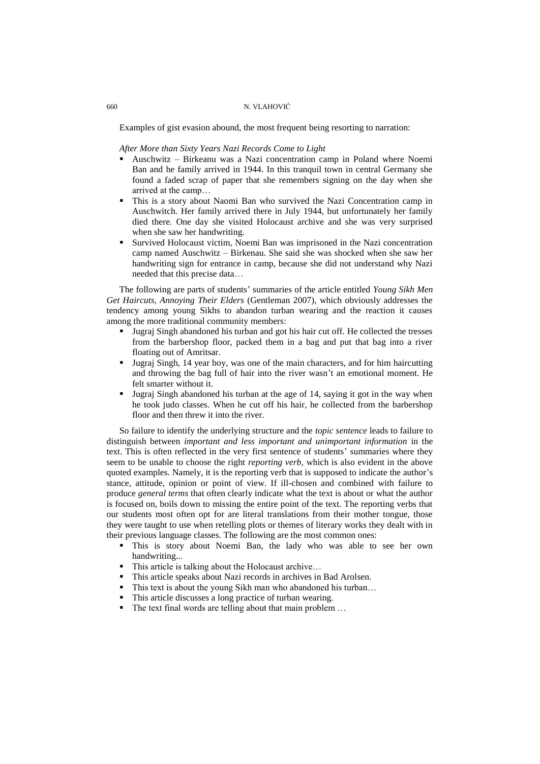Examples of gist evasion abound, the most frequent being resorting to narration:

*After More than Sixty Years Nazi Records Come to Light*

- Auschwitz – Birkeanu was a Nazi concentration camp in Poland where Noemi Ban and he family arrived in 1944. In this tranquil town in central Germany she found a faded scrap of paper that she remembers signing on the day when she arrived at the camp…
- This is a story about Naomi Ban who survived the Nazi Concentration camp in Auschwitch. Her family arrived there in July 1944, but unfortunately her family died there. One day she visited Holocaust archive and she was very surprised when she saw her handwriting.
- Survived Holocaust victim, Noemi Ban was imprisoned in the Nazi concentration camp named Auschwitz – Birkenau. She said she was shocked when she saw her handwriting sign for entrance in camp, because she did not understand why Nazi needed that this precise data…

The following are parts of students' summaries of the article entitled *Young Sikh Men Get Haircuts, Annoying Their Elders* (Gentleman 2007), which obviously addresses the tendency among young Sikhs to abandon turban wearing and the reaction it causes among the more traditional community members:

- Jugraj Singh abandoned his turban and got his hair cut off. He collected the tresses from the barbershop floor, packed them in a bag and put that bag into a river floating out of Amritsar.
- Jugraj Singh, 14 year boy, was one of the main characters, and for him haircutting and throwing the bag full of hair into the river wasn't an emotional moment. He felt smarter without it.
- Jugraj Singh abandoned his turban at the age of 14, saying it got in the way when he took judo classes. When he cut off his hair, he collected from the barbershop floor and then threw it into the river.

So failure to identify the underlying structure and the *topic sentence* leads to failure to distinguish between *important and less important and unimportant information* in the text. This is often reflected in the very first sentence of students' summaries where they seem to be unable to choose the right *reporting verb*, which is also evident in the above quoted examples. Namely, it is the reporting verb that is supposed to indicate the author's stance, attitude, opinion or point of view. If ill-chosen and combined with failure to produce *general terms* that often clearly indicate what the text is about or what the author is focused on, boils down to missing the entire point of the text. The reporting verbs that our students most often opt for are literal translations from their mother tongue, those they were taught to use when retelling plots or themes of literary works they dealt with in their previous language classes. The following are the most common ones:

- This is story about Noemi Ban, the lady who was able to see her own handwriting...
- This article is talking about the Holocaust archive…
- This article speaks about Nazi records in archives in Bad Arolsen.
- This text is about the young Sikh man who abandoned his turban…
- This article discusses a long practice of turban wearing.
- The text final words are telling about that main problem …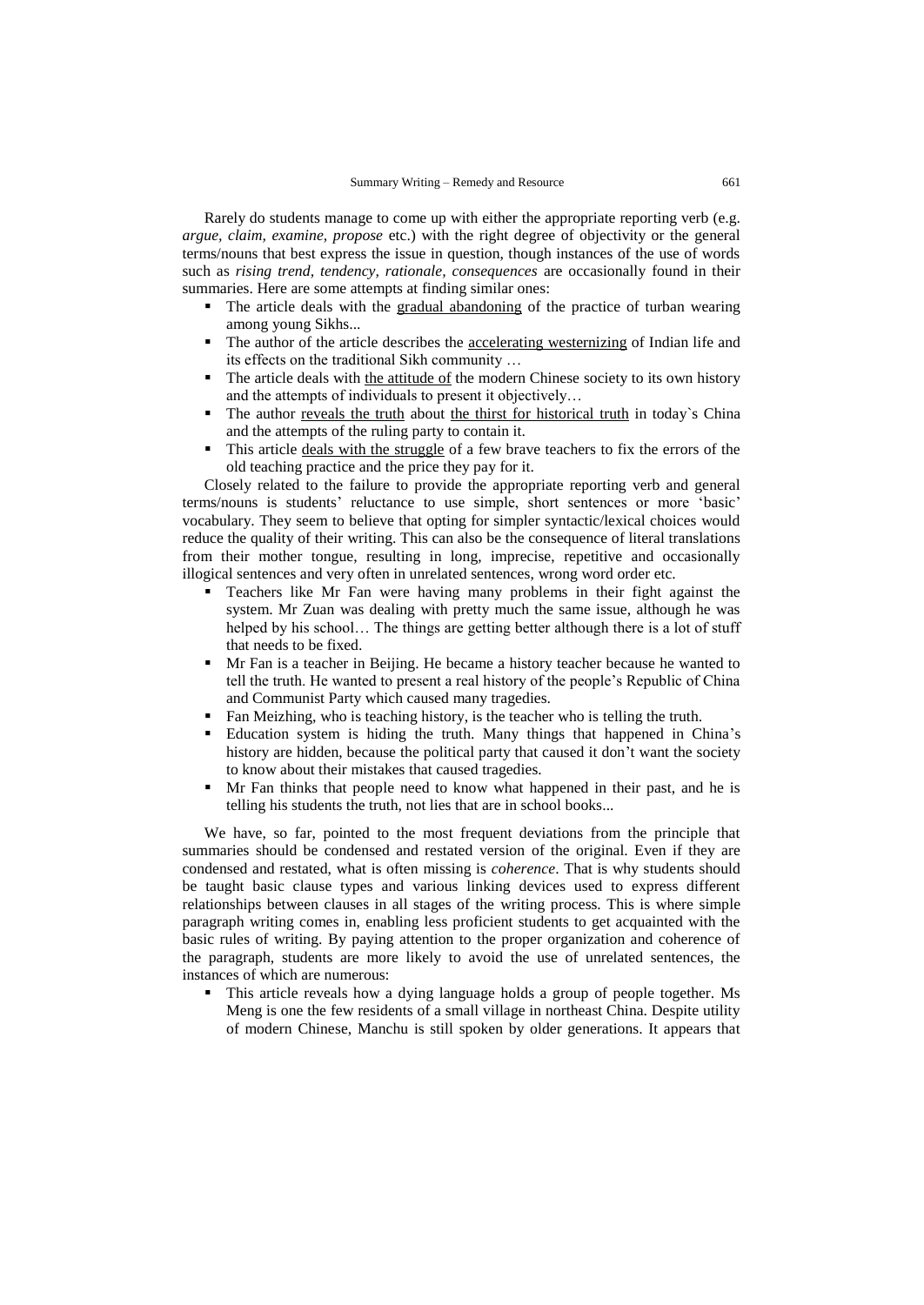Rarely do students manage to come up with either the appropriate reporting verb (e.g. *argue, claim, examine, propose* etc.) with the right degree of objectivity or the general terms/nouns that best express the issue in question, though instances of the use of words such as *rising trend, tendency, rationale, consequences* are occasionally found in their summaries. Here are some attempts at finding similar ones:

- The article deals with the <u>gradual abandoning</u> of the practice of turban wearing among young Sikhs...
- The author of the article describes the <u>accelerating westernizing</u> of Indian life and its effects on the traditional Sikh community …
- The article deals with <u>the attitude of</u> the modern Chinese society to its own history and the attempts of individuals to present it objectively…
- The author <u>reveals the truth</u> about <u>the thirst for historical truth</u> in today`s China and the attempts of the ruling party to contain it.
- This article <u>deals with the struggle</u> of a few brave teachers to fix the errors of the old teaching practice and the price they pay for it.

Closely related to the failure to provide the appropriate reporting verb and general terms/nouns is students' reluctance to use simple, short sentences or more 'basic' vocabulary. They seem to believe that opting for simpler syntactic/lexical choices would reduce the quality of their writing. This can also be the consequence of literal translations from their mother tongue, resulting in long, imprecise, repetitive and occasionally illogical sentences and very often in unrelated sentences, wrong word order etc.

- Teachers like Mr Fan were having many problems in their fight against the system. Mr Zuan was dealing with pretty much the same issue, although he was helped by his school… The things are getting better although there is a lot of stuff that needs to be fixed.
- Mr Fan is a teacher in Beijing. He became a history teacher because he wanted to tell the truth. He wanted to present a real history of the people's Republic of China and Communist Party which caused many tragedies.
- Fan Meizhing, who is teaching history, is the teacher who is telling the truth.
- Education system is hiding the truth. Many things that happened in China's history are hidden, because the political party that caused it don't want the society to know about their mistakes that caused tragedies.
- Mr Fan thinks that people need to know what happened in their past, and he is telling his students the truth, not lies that are in school books...

We have, so far, pointed to the most frequent deviations from the principle that summaries should be condensed and restated version of the original. Even if they are condensed and restated, what is often missing is *coherence*. That is why students should be taught basic clause types and various linking devices used to express different relationships between clauses in all stages of the writing process. This is where simple paragraph writing comes in, enabling less proficient students to get acquainted with the basic rules of writing. By paying attention to the proper organization and coherence of the paragraph, students are more likely to avoid the use of unrelated sentences, the instances of which are numerous:

- This article reveals how a dying language holds a group of people together. Ms Meng is one the few residents of a small village in northeast China. Despite utility of modern Chinese, Manchu is still spoken by older generations. It appears that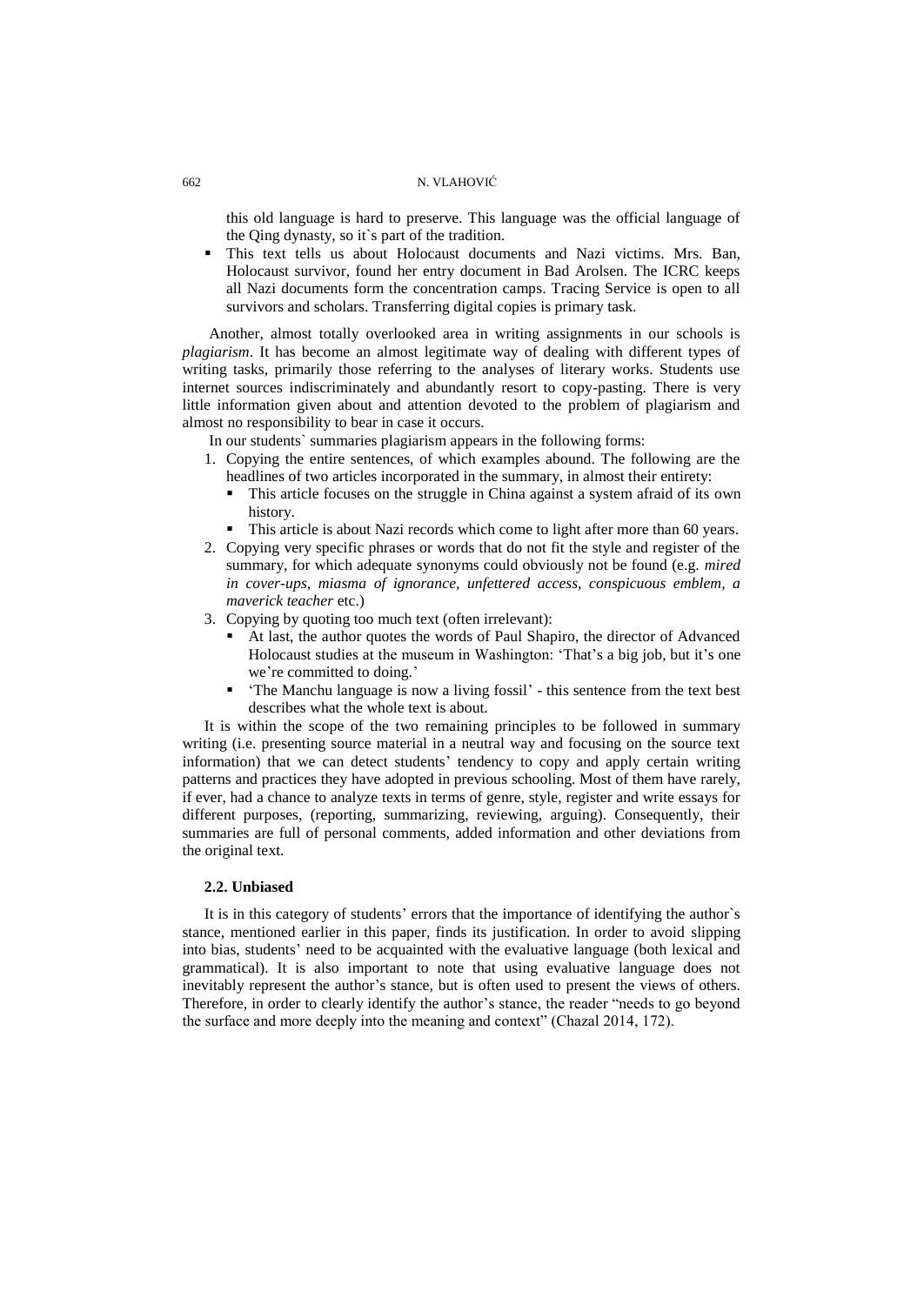this old language is hard to preserve. This language was the official language of the Qing dynasty, so it`s part of the tradition.

- This text tells us about Holocaust documents and Nazi victims. Mrs. Ban, Holocaust survivor, found her entry document in Bad Arolsen. The ICRC keeps all Nazi documents form the concentration camps. Tracing Service is open to all survivors and scholars. Transferring digital copies is primary task.

Another, almost totally overlooked area in writing assignments in our schools is *plagiarism*. It has become an almost legitimate way of dealing with different types of writing tasks, primarily those referring to the analyses of literary works. Students use internet sources indiscriminately and abundantly resort to copy-pasting. There is very little information given about and attention devoted to the problem of plagiarism and almost no responsibility to bear in case it occurs.

In our students` summaries plagiarism appears in the following forms:

1. Copying the entire sentences, of which examples abound. The following are the headlines of two articles incorporated in the summary, in almost their entirety:
   - This article focuses on the struggle in China against a system afraid of its own history.
   - This article is about Nazi records which come to light after more than 60 years.
2. Copying very specific phrases or words that do not fit the style and register of the summary, for which adequate synonyms could obviously not be found (e.g. *mired in cover-ups, miasma of ignorance, unfettered access, conspicuous emblem, a maverick teacher* etc.)
3. Copying by quoting too much text (often irrelevant):
   - At last, the author quotes the words of Paul Shapiro, the director of Advanced Holocaust studies at the museum in Washington: 'That's a big job, but it's one we're committed to doing.'
   - 'The Manchu language is now a living fossil' - this sentence from the text best describes what the whole text is about.

It is within the scope of the two remaining principles to be followed in summary writing (i.e. presenting source material in a neutral way and focusing on the source text information) that we can detect students' tendency to copy and apply certain writing patterns and practices they have adopted in previous schooling. Most of them have rarely, if ever, had a chance to analyze texts in terms of genre, style, register and write essays for different purposes, (reporting, summarizing, reviewing, arguing). Consequently, their summaries are full of personal comments, added information and other deviations from the original text.

### 2.2. Unbiased

It is in this category of students' errors that the importance of identifying the author`s stance, mentioned earlier in this paper, finds its justification. In order to avoid slipping into bias, students' need to be acquainted with the evaluative language (both lexical and grammatical). It is also important to note that using evaluative language does not inevitably represent the author's stance, but is often used to present the views of others. Therefore, in order to clearly identify the author's stance, the reader "needs to go beyond the surface and more deeply into the meaning and context" (Chazal 2014, 172).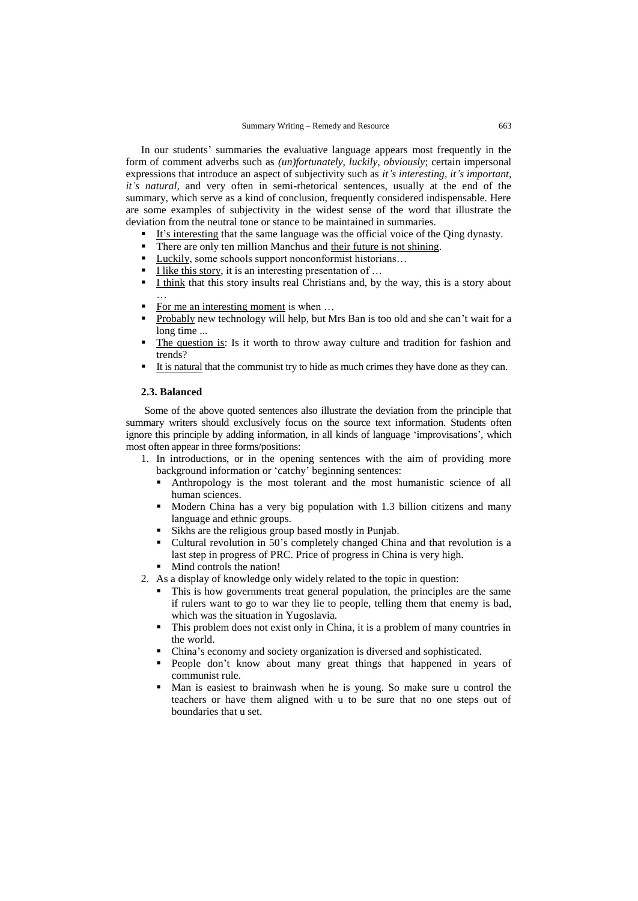In our students' summaries the evaluative language appears most frequently in the form of comment adverbs such as *(un)fortunately, luckily, obviously*; certain impersonal expressions that introduce an aspect of subjectivity such as *it's interesting, it's important, it's natural*, and very often in semi-rhetorical sentences, usually at the end of the summary, which serve as a kind of conclusion, frequently considered indispensable. Here are some examples of subjectivity in the widest sense of the word that illustrate the deviation from the neutral tone or stance to be maintained in summaries.

- <u>It's interesting</u> that the same language was the official voice of the Qing dynasty.
- There are only ten million Manchus and <u>their future is not shining</u>.
- <u>Luckily</u>, some schools support nonconformist historians…
- <u>I like this story</u>, it is an interesting presentation of …
- <u>I think</u> that this story insults real Christians and, by the way, this is a story about …
- <u>For me an interesting moment</u> is when …
- <u>Probably</u> new technology will help, but Mrs Ban is too old and she can't wait for a long time ...
- <u>The question is</u>: Is it worth to throw away culture and tradition for fashion and trends?
- <u>It is natural</u> that the communist try to hide as much crimes they have done as they can.

### 2.3. Balanced

Some of the above quoted sentences also illustrate the deviation from the principle that summary writers should exclusively focus on the source text information. Students often ignore this principle by adding information, in all kinds of language 'improvisations', which most often appear in three forms/positions:

1. In introductions, or in the opening sentences with the aim of providing more background information or 'catchy' beginning sentences:
   - Anthropology is the most tolerant and the most humanistic science of all human sciences.
   - Modern China has a very big population with 1.3 billion citizens and many language and ethnic groups.
   - Sikhs are the religious group based mostly in Punjab.
   - Cultural revolution in 50's completely changed China and that revolution is a last step in progress of PRC. Price of progress in China is very high.
   - Mind controls the nation!
2. As a display of knowledge only widely related to the topic in question:
   - This is how governments treat general population, the principles are the same if rulers want to go to war they lie to people, telling them that enemy is bad, which was the situation in Yugoslavia.
   - This problem does not exist only in China, it is a problem of many countries in the world.
   - China's economy and society organization is diversed and sophisticated.
   - People don't know about many great things that happened in years of communist rule.
   - Man is easiest to brainwash when he is young. So make sure u control the teachers or have them aligned with u to be sure that no one steps out of boundaries that u set.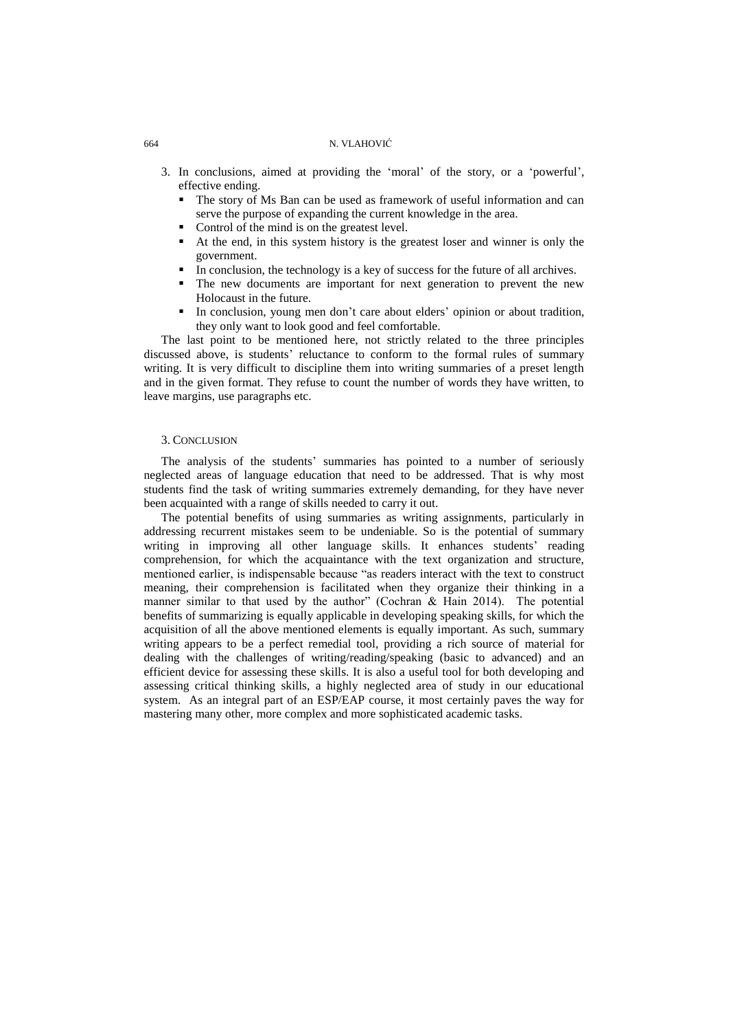3. In conclusions, aimed at providing the 'moral' of the story, or a 'powerful', effective ending.
   - The story of Ms Ban can be used as framework of useful information and can serve the purpose of expanding the current knowledge in the area.
   - Control of the mind is on the greatest level.
   - At the end, in this system history is the greatest loser and winner is only the government.
   - In conclusion, the technology is a key of success for the future of all archives.
   - The new documents are important for next generation to prevent the new Holocaust in the future.
   - In conclusion, young men don't care about elders' opinion or about tradition, they only want to look good and feel comfortable.

The last point to be mentioned here, not strictly related to the three principles discussed above, is students' reluctance to conform to the formal rules of summary writing. It is very difficult to discipline them into writing summaries of a preset length and in the given format. They refuse to count the number of words they have written, to leave margins, use paragraphs etc.

## 3. Conclusion

The analysis of the students' summaries has pointed to a number of seriously neglected areas of language education that need to be addressed. That is why most students find the task of writing summaries extremely demanding, for they have never been acquainted with a range of skills needed to carry it out.

The potential benefits of using summaries as writing assignments, particularly in addressing recurrent mistakes seem to be undeniable. So is the potential of summary writing in improving all other language skills. It enhances students' reading comprehension, for which the acquaintance with the text organization and structure, mentioned earlier, is indispensable because "as readers interact with the text to construct meaning, their comprehension is facilitated when they organize their thinking in a manner similar to that used by the author" (Cochran & Hain 2014). The potential benefits of summarizing is equally applicable in developing speaking skills, for which the acquisition of all the above mentioned elements is equally important. As such, summary writing appears to be a perfect remedial tool, providing a rich source of material for dealing with the challenges of writing/reading/speaking (basic to advanced) and an efficient device for assessing these skills. It is also a useful tool for both developing and assessing critical thinking skills, a highly neglected area of study in our educational system. As an integral part of an ESP/EAP course, it most certainly paves the way for mastering many other, more complex and more sophisticated academic tasks.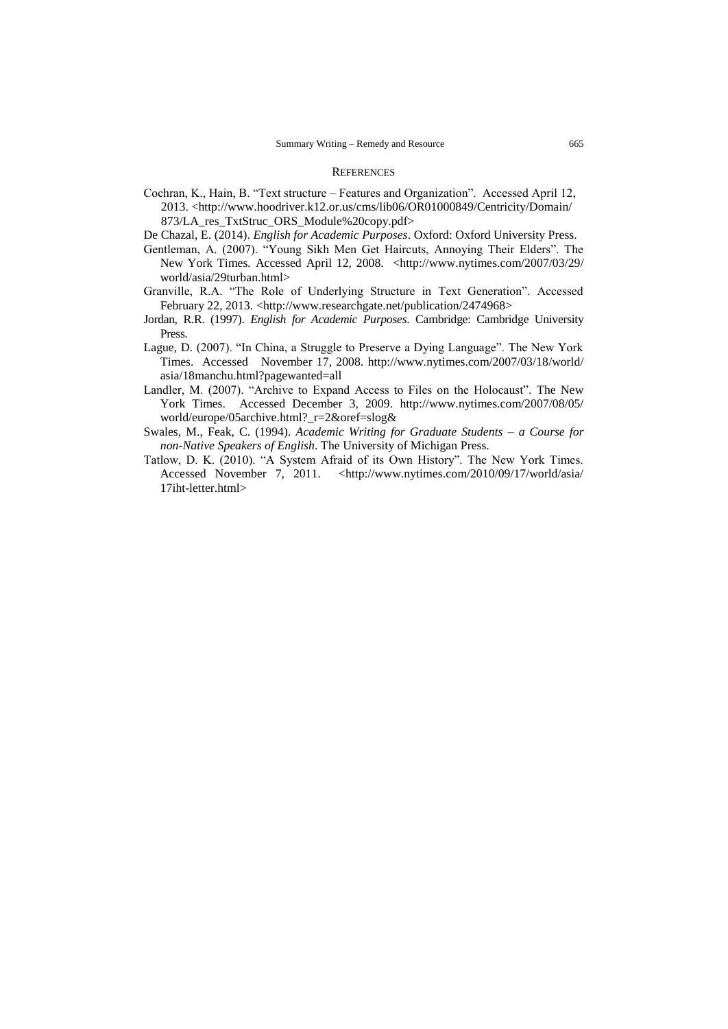## REFERENCES

Cochran, K., Hain, B. "Text structure – Features and Organization". Accessed April 12, 2013. <http://www.hoodriver.k12.or.us/cms/lib06/OR01000849/Centricity/Domain/873/LA_res_TxtStruc_ORS_Module%20copy.pdf>

De Chazal, E. (2014). *English for Academic Purposes*. Oxford: Oxford University Press.

Gentleman, A. (2007). "Young Sikh Men Get Haircuts, Annoying Their Elders". The New York Times. Accessed April 12, 2008. <http://www.nytimes.com/2007/03/29/world/asia/29turban.html>

Granville, R.A. "The Role of Underlying Structure in Text Generation". Accessed February 22, 2013. <http://www.researchgate.net/publication/2474968>

Jordan, R.R. (1997). *English for Academic Purposes.* Cambridge: Cambridge University Press.

Lague, D. (2007). "In China, a Struggle to Preserve a Dying Language". The New York Times. Accessed November 17, 2008. http://www.nytimes.com/2007/03/18/world/asia/18manchu.html?pagewanted=all

Landler, M. (2007). "Archive to Expand Access to Files on the Holocaust". The New York Times. Accessed December 3, 2009. http://www.nytimes.com/2007/08/05/world/europe/05archive.html?_r=2&oref=slog&

Swales, M., Feak, C. (1994). *Academic Writing for Graduate Students – a Course for non-Native Speakers of English*. The University of Michigan Press.

Tatlow, D. K. (2010). "A System Afraid of its Own History". The New York Times. Accessed November 7, 2011. <http://www.nytimes.com/2010/09/17/world/asia/17iht-letter.html>